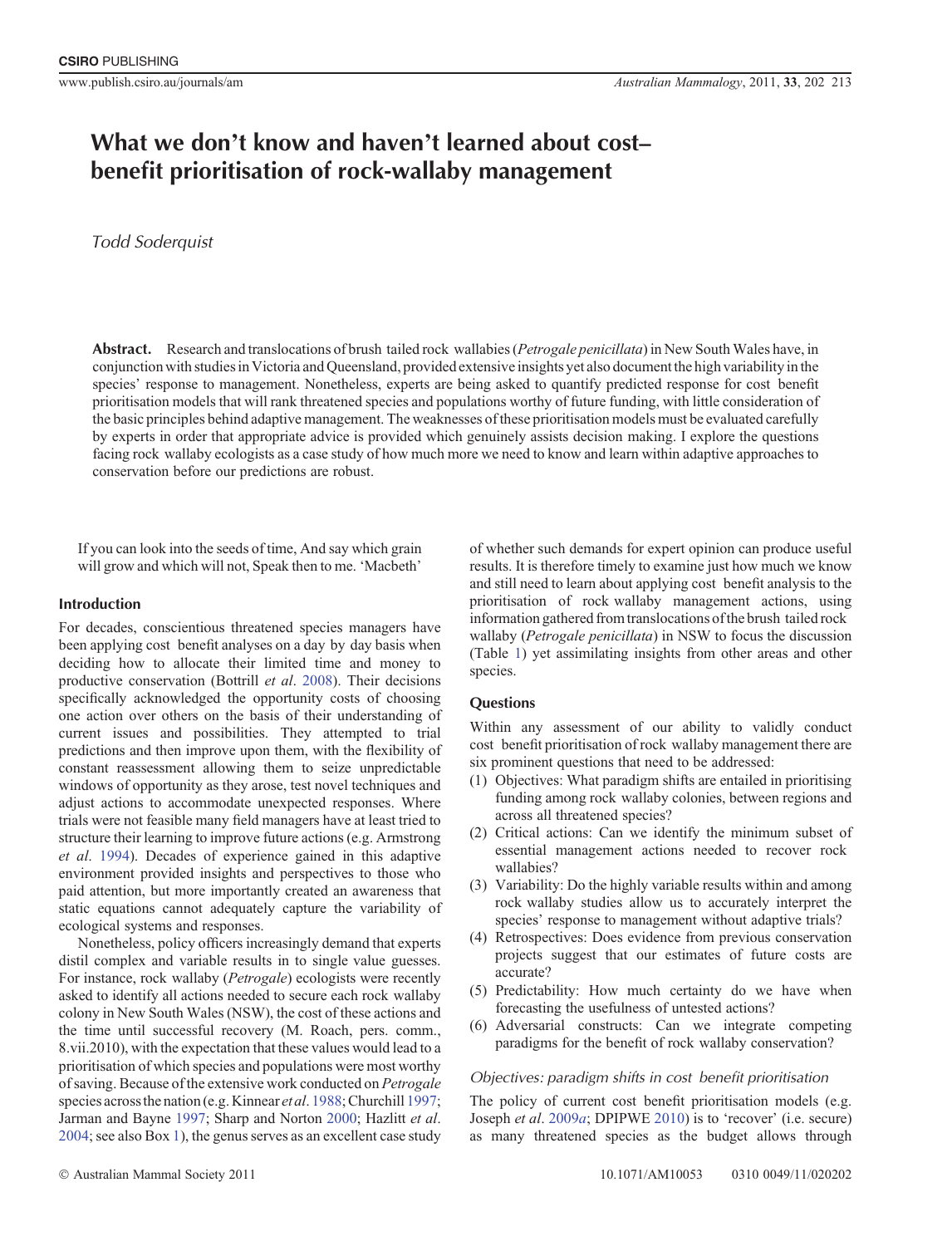# What we don't know and haven't learned about cost–benefit prioritisation of rock-wallaby management

*Todd Soderquist*

**Abstract.** Research and translocations of brush tailed rock wallabies (*Petrogale penicillata*) in New South Wales have, in conjunction with studies in Victoria and Queensland, provided extensive insights yet also document the high variability in the species' response to management. Nonetheless, experts are being asked to quantify predicted response for cost benefit prioritisation models that will rank threatened species and populations worthy of future funding, with little consideration of the basic principles behind adaptive management. The weaknesses of these prioritisation models must be evaluated carefully by experts in order that appropriate advice is provided which genuinely assists decision making. I explore the questions facing rock wallaby ecologists as a case study of how much more we need to know and learn within adaptive approaches to conservation before our predictions are robust.

If you can look into the seeds of time, And say which grain will grow and which will not, Speak then to me. 'Macbeth'

## Introduction

For decades, conscientious threatened species managers have been applying cost benefit analyses on a day by day basis when deciding how to allocate their limited time and money to productive conservation (Bottrill *et al*. 2008). Their decisions specifically acknowledged the opportunity costs of choosing one action over others on the basis of their understanding of current issues and possibilities. They attempted to trial predictions and then improve upon them, with the flexibility of constant reassessment allowing them to seize unpredictable windows of opportunity as they arose, test novel techniques and adjust actions to accommodate unexpected responses. Where trials were not feasible many field managers have at least tried to structure their learning to improve future actions (e.g. Armstrong *et al*. 1994). Decades of experience gained in this adaptive environment provided insights and perspectives to those who paid attention, but more importantly created an awareness that static equations cannot adequately capture the variability of ecological systems and responses.

Nonetheless, policy officers increasingly demand that experts distil complex and variable results in to single value guesses. For instance, rock wallaby (*Petrogale*) ecologists were recently asked to identify all actions needed to secure each rock wallaby colony in New South Wales (NSW), the cost of these actions and the time until successful recovery (M. Roach, pers. comm., 8.vii.2010), with the expectation that these values would lead to a prioritisation of which species and populations were most worthy of saving. Because of the extensive work conducted on *Petrogale* species across the nation (e.g. Kinnear *et al*. 1988; Churchill 1997; Jarman and Bayne 1997; Sharp and Norton 2000; Hazlitt *et al*. 2004; see also Box 1), the genus serves as an excellent case study of whether such demands for expert opinion can produce useful results. It is therefore timely to examine just how much we know and still need to learn about applying cost benefit analysis to the prioritisation of rock wallaby management actions, using information gathered from translocations of the brush tailed rock wallaby (*Petrogale penicillata*) in NSW to focus the discussion (Table 1) yet assimilating insights from other areas and other species.

## Questions

Within any assessment of our ability to validly conduct cost benefit prioritisation of rock wallaby management there are six prominent questions that need to be addressed:

1. Objectives: What paradigm shifts are entailed in prioritising funding among rock wallaby colonies, between regions and across all threatened species?
2. Critical actions: Can we identify the minimum subset of essential management actions needed to recover rock wallabies?
3. Variability: Do the highly variable results within and among rock wallaby studies allow us to accurately interpret the species' response to management without adaptive trials?
4. Retrospectives: Does evidence from previous conservation projects suggest that our estimates of future costs are accurate?
5. Predictability: How much certainty do we have when forecasting the usefulness of untested actions?
6. Adversarial constructs: Can we integrate competing paradigms for the benefit of rock wallaby conservation?

### *Objectives: paradigm shifts in cost benefit prioritisation*

The policy of current cost benefit prioritisation models (e.g. Joseph *et al*. 2009*a*; DPIPWE 2010) is to 'recover' (i.e. secure) as many threatened species as the budget allows through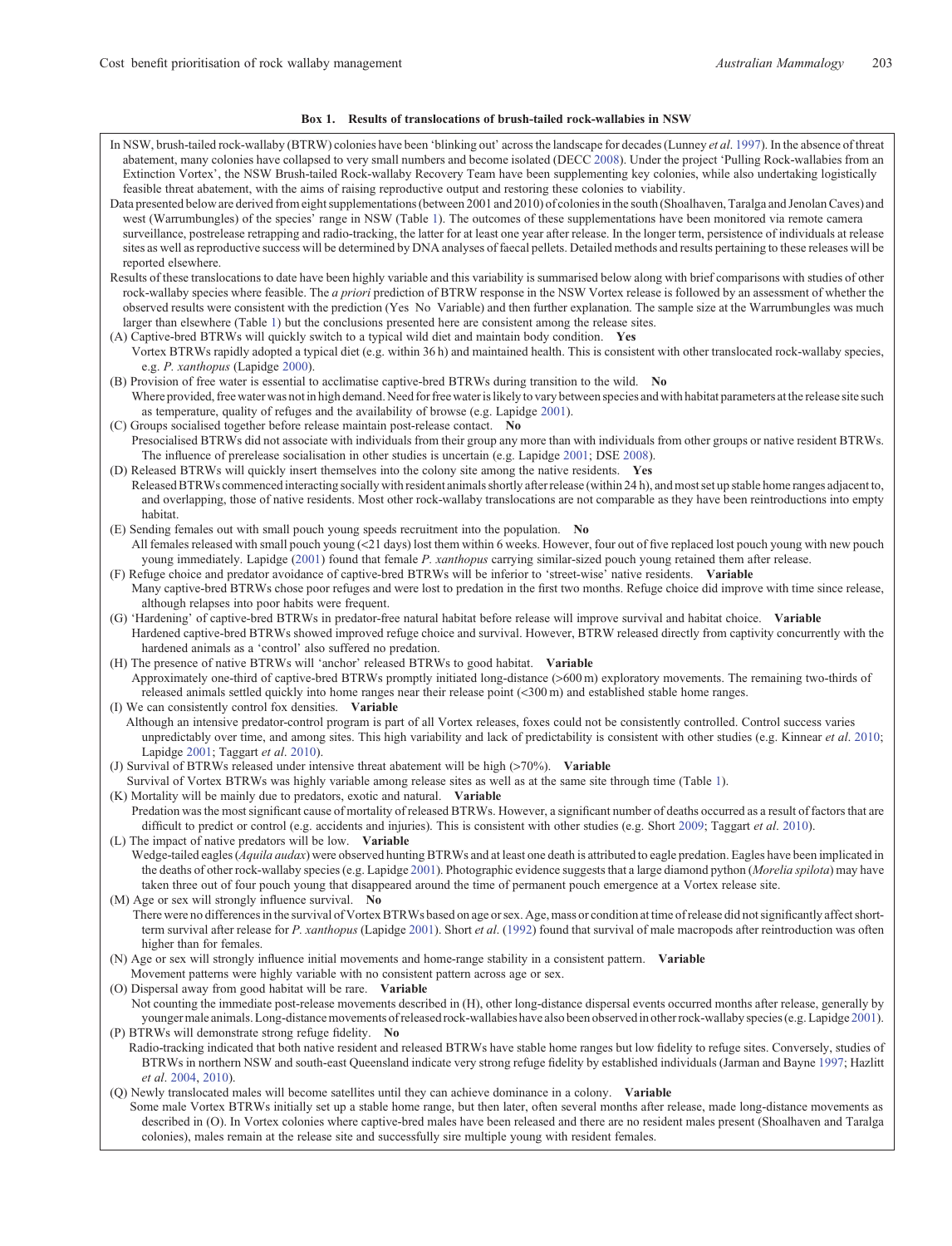**Box 1. Results of translocations of brush-tailed rock-wallabies in NSW**

In NSW, brush-tailed rock-wallaby (BTRW) colonies have been 'blinking out' across the landscape for decades (Lunney *et al*. 1997). In the absence of threat abatement, many colonies have collapsed to very small numbers and become isolated (DECC 2008). Under the project 'Pulling Rock-wallabies from an Extinction Vortex', the NSW Brush-tailed Rock-wallaby Recovery Team have been supplementing key colonies, while also undertaking logistically feasible threat abatement, with the aims of raising reproductive output and restoring these colonies to viability.

Data presented below are derived from eight supplementations (between 2001 and 2010) of colonies in the south (Shoalhaven, Taralga and Jenolan Caves) and west (Warrumbungles) of the species' range in NSW (Table 1). The outcomes of these supplementations have been monitored via remote camera surveillance, postrelease retrapping and radio-tracking, the latter for at least one year after release. In the longer term, persistence of individuals at release sites as well as reproductive success will be determined by DNA analyses of faecal pellets. Detailed methods and results pertaining to these releases will be reported elsewhere.

Results of these translocations to date have been highly variable and this variability is summarised below along with brief comparisons with studies of other rock-wallaby species where feasible. The *a priori* prediction of BTRW response in the NSW Vortex release is followed by an assessment of whether the observed results were consistent with the prediction (Yes No Variable) and then further explanation. The sample size at the Warrumbungles was much larger than elsewhere (Table 1) but the conclusions presented here are consistent among the release sites.

(A) Captive-bred BTRWs will quickly switch to a typical wild diet and maintain body condition. **Yes**
Vortex BTRWs rapidly adopted a typical diet (e.g. within 36 h) and maintained health. This is consistent with other translocated rock-wallaby species, e.g. *P. xanthopus* (Lapidge 2000).

(B) Provision of free water is essential to acclimatise captive-bred BTRWs during transition to the wild. **No**
Where provided, free water was not in high demand. Need for free water is likely to vary between species and with habitat parameters at the release site such as temperature, quality of refuges and the availability of browse (e.g. Lapidge 2001).

(C) Groups socialised together before release maintain post-release contact. **No**
Presocialised BTRWs did not associate with individuals from their group any more than with individuals from other groups or native resident BTRWs. The influence of prerelease socialisation in other studies is uncertain (e.g. Lapidge 2001; DSE 2008).

(D) Released BTRWs will quickly insert themselves into the colony site among the native residents. **Yes**
Released BTRWs commenced interacting socially with resident animals shortly after release (within 24 h), and most set up stable home ranges adjacent to, and overlapping, those of native residents. Most other rock-wallaby translocations are not comparable as they have been reintroductions into empty habitat.

(E) Sending females out with small pouch young speeds recruitment into the population. **No**
All females released with small pouch young (<21 days) lost them within 6 weeks. However, four out of five replaced lost pouch young with new pouch young immediately. Lapidge (2001) found that female *P. xanthopus* carrying similar-sized pouch young retained them after release.

(F) Refuge choice and predator avoidance of captive-bred BTRWs will be inferior to 'street-wise' native residents. **Variable**
Many captive-bred BTRWs chose poor refuges and were lost to predation in the first two months. Refuge choice did improve with time since release, although relapses into poor habits were frequent.

(G) 'Hardening' of captive-bred BTRWs in predator-free natural habitat before release will improve survival and habitat choice. **Variable**
Hardened captive-bred BTRWs showed improved refuge choice and survival. However, BTRW released directly from captivity concurrently with the hardened animals as a 'control' also suffered no predation.

(H) The presence of native BTRWs will 'anchor' released BTRWs to good habitat. **Variable**
Approximately one-third of captive-bred BTRWs promptly initiated long-distance (>600 m) exploratory movements. The remaining two-thirds of released animals settled quickly into home ranges near their release point (<300 m) and established stable home ranges.

(I) We can consistently control fox densities. **Variable**
Although an intensive predator-control program is part of all Vortex releases, foxes could not be consistently controlled. Control success varies unpredictably over time, and among sites. This high variability and lack of predictability is consistent with other studies (e.g. Kinnear *et al*. 2010; Lapidge 2001; Taggart *et al*. 2010).

(J) Survival of BTRWs released under intensive threat abatement will be high (>70%). **Variable**
Survival of Vortex BTRWs was highly variable among release sites as well as at the same site through time (Table 1).

(K) Mortality will be mainly due to predators, exotic and natural. **Variable**
Predation was the most significant cause of mortality of released BTRWs. However, a significant number of deaths occurred as a result of factors that are difficult to predict or control (e.g. accidents and injuries). This is consistent with other studies (e.g. Short 2009; Taggart *et al*. 2010).

(L) The impact of native predators will be low. **Variable**
Wedge-tailed eagles (*Aquila audax*) were observed hunting BTRWs and at least one death is attributed to eagle predation. Eagles have been implicated in the deaths of other rock-wallaby species (e.g. Lapidge 2001). Photographic evidence suggests that a large diamond python (*Morelia spilota*) may have taken three out of four pouch young that disappeared around the time of permanent pouch emergence at a Vortex release site.

(M) Age or sex will strongly influence survival. **No**
There were no differences in the survival of Vortex BTRWs based on age or sex. Age, mass or condition at time of release did not significantly affect short-term survival after release for *P. xanthopus* (Lapidge 2001). Short *et al*. (1992) found that survival of male macropods after reintroduction was often higher than for females.

(N) Age or sex will strongly influence initial movements and home-range stability in a consistent pattern. **Variable**
Movement patterns were highly variable with no consistent pattern across age or sex.

(O) Dispersal away from good habitat will be rare. **Variable**
Not counting the immediate post-release movements described in (H), other long-distance dispersal events occurred months after release, generally by younger male animals. Long-distance movements of released rock-wallabies have also been observed in other rock-wallaby species (e.g. Lapidge 2001).

(P) BTRWs will demonstrate strong refuge fidelity. **No**
Radio-tracking indicated that both native resident and released BTRWs have stable home ranges but low fidelity to refuge sites. Conversely, studies of BTRWs in northern NSW and south-east Queensland indicate very strong refuge fidelity by established individuals (Jarman and Bayne 1997; Hazlitt *et al*. 2004, 2010).

(Q) Newly translocated males will become satellites until they can achieve dominance in a colony. **Variable**
Some male Vortex BTRWs initially set up a stable home range, but then later, often several months after release, made long-distance movements as described in (O). In Vortex colonies where captive-bred males have been released and there are no resident males present (Shoalhaven and Taralga colonies), males remain at the release site and successfully sire multiple young with resident females.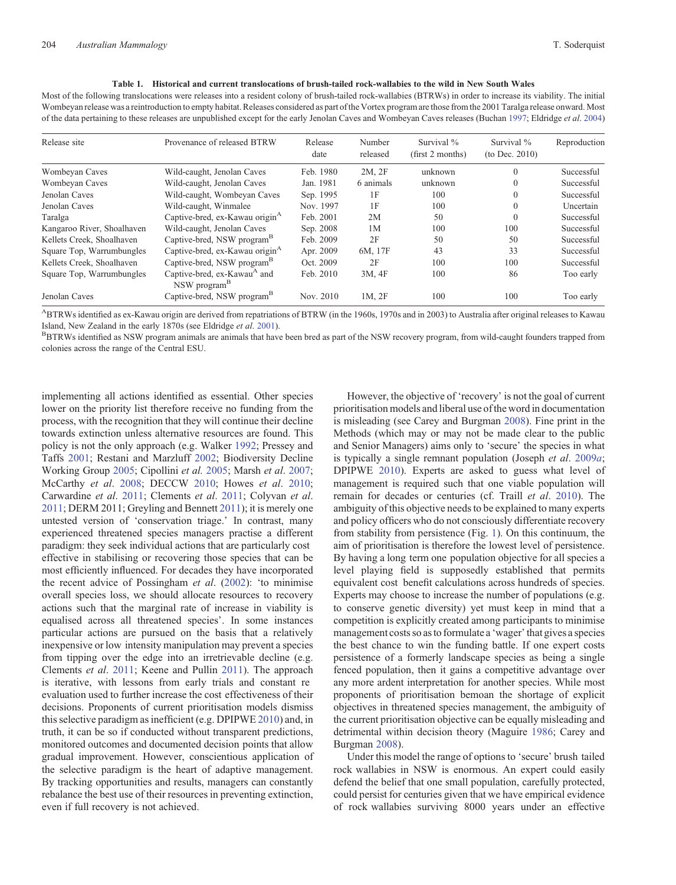**Table 1. Historical and current translocations of brush-tailed rock-wallabies to the wild in New South Wales**

Most of the following translocations were releases into a resident colony of brush-tailed rock-wallabies (BTRWs) in order to increase its viability. The initial Wombeyan release was a reintroduction to empty habitat. Releases considered as part of the Vortex program are those from the 2001 Taralga release onward. Most of the data pertaining to these releases are unpublished except for the early Jenolan Caves and Wombeyan Caves releases (Buchan 1997; Eldridge *et al*. 2004)

| Release site | Provenance of released BTRW | Release date | Number released | Survival % (first 2 months) | Survival % (to Dec. 2010) | Reproduction |
|---|---|---|---|---|---|---|
| Wombeyan Caves | Wild-caught, Jenolan Caves | Feb. 1980 | 2M, 2F | unknown | 0 | Successful |
| Wombeyan Caves | Wild-caught, Jenolan Caves | Jan. 1981 | 6 animals | unknown | 0 | Successful |
| Jenolan Caves | Wild-caught, Wombeyan Caves | Sep. 1995 | 1F | 100 | 0 | Successful |
| Jenolan Caves | Wild-caught, Winmalee | Nov. 1997 | 1F | 100 | 0 | Uncertain |
| Taralga | Captive-bred, ex-Kawau origin[A] | Feb. 2001 | 2M | 50 | 0 | Successful |
| Kangaroo River, Shoalhaven | Wild-caught, Jenolan Caves | Sep. 2008 | 1M | 100 | 100 | Successful |
| Kellets Creek, Shoalhaven | Captive-bred, NSW program[B] | Feb. 2009 | 2F | 50 | 50 | Successful |
| Square Top, Warrumbungles | Captive-bred, ex-Kawau origin[A] | Apr. 2009 | 6M, 17F | 43 | 33 | Successful |
| Kellets Creek, Shoalhaven | Captive-bred, NSW program[B] | Oct. 2009 | 2F | 100 | 100 | Successful |
| Square Top, Warrumbungles | Captive-bred, ex-Kawau[A] and NSW program[B] | Feb. 2010 | 3M, 4F | 100 | 86 | Too early |
| Jenolan Caves | Captive-bred, NSW program[B] | Nov. 2010 | 1M, 2F | 100 | 100 | Too early |

[A]BTRWs identified as ex-Kawau origin are derived from repatriations of BTRW (in the 1960s, 1970s and in 2003) to Australia after original releases to Kawau Island, New Zealand in the early 1870s (see Eldridge *et al*. 2001).

[B]BTRWs identified as NSW program animals are animals that have been bred as part of the NSW recovery program, from wild-caught founders trapped from colonies across the range of the Central ESU.

implementing all actions identified as essential. Other species lower on the priority list therefore receive no funding from the process, with the recognition that they will continue their decline towards extinction unless alternative resources are found. This policy is not the only approach (e.g. Walker 1992; Pressey and Taffs 2001; Restani and Marzluff 2002; Biodiversity Decline Working Group 2005; Cipollini *et al.* 2005; Marsh *et al*. 2007; McCarthy *et al*. 2008; DECCW 2010; Howes *et al*. 2010; Carwardine *et al*. 2011; Clements *et al*. 2011; Colyvan *et al*. 2011; DERM 2011; Greyling and Bennett 2011); it is merely one untested version of 'conservation triage.' In contrast, many experienced threatened species managers practise a different paradigm: they seek individual actions that are particularly cost effective in stabilising or recovering those species that can be most efficiently influenced. For decades they have incorporated the recent advice of Possingham *et al*. (2002): 'to minimise overall species loss, we should allocate resources to recovery actions such that the marginal rate of increase in viability is equalised across all threatened species'. In some instances particular actions are pursued on the basis that a relatively inexpensive or low intensity manipulation may prevent a species from tipping over the edge into an irretrievable decline (e.g. Clements *et al*. 2011; Keene and Pullin 2011). The approach is iterative, with lessons from early trials and constant re evaluation used to further increase the cost effectiveness of their decisions. Proponents of current prioritisation models dismiss this selective paradigm as inefficient (e.g. DPIPWE 2010) and, in truth, it can be so if conducted without transparent predictions, monitored outcomes and documented decision points that allow gradual improvement. However, conscientious application of the selective paradigm is the heart of adaptive management. By tracking opportunities and results, managers can constantly rebalance the best use of their resources in preventing extinction, even if full recovery is not achieved.

However, the objective of 'recovery' is not the goal of current prioritisation models and liberal use of the word in documentation is misleading (see Carey and Burgman 2008). Fine print in the Methods (which may or may not be made clear to the public and Senior Managers) aims only to 'secure' the species in what is typically a single remnant population (Joseph *et al*. 2009*a*; DPIPWE 2010). Experts are asked to guess what level of management is required such that one viable population will remain for decades or centuries (cf. Traill *et al*. 2010). The ambiguity of this objective needs to be explained to many experts and policy officers who do not consciously differentiate recovery from stability from persistence (Fig. 1). On this continuum, the aim of prioritisation is therefore the lowest level of persistence. By having a long term one population objective for all species a level playing field is supposedly established that permits equivalent cost benefit calculations across hundreds of species. Experts may choose to increase the number of populations (e.g. to conserve genetic diversity) yet must keep in mind that a competition is explicitly created among participants to minimise management costs so as to formulate a 'wager' that gives a species the best chance to win the funding battle. If one expert costs persistence of a formerly landscape species as being a single fenced population, then it gains a competitive advantage over any more ardent interpretation for another species. While most proponents of prioritisation bemoan the shortage of explicit objectives in threatened species management, the ambiguity of the current prioritisation objective can be equally misleading and detrimental within decision theory (Maguire 1986; Carey and Burgman 2008).

Under this model the range of options to 'secure' brush tailed rock wallabies in NSW is enormous. An expert could easily defend the belief that one small population, carefully protected, could persist for centuries given that we have empirical evidence of rock wallabies surviving 8000 years under an effective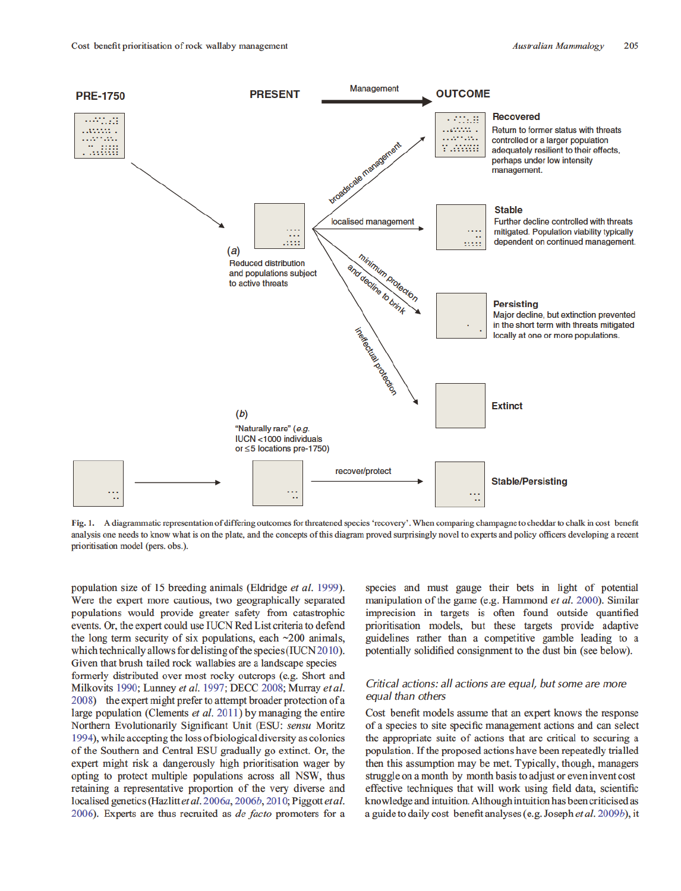PRE-1750

PRESENT

Management

OUTCOME

broadscale management

**Recovered**
Return to former status with threats controlled or a larger population adequately resilient to their effects, perhaps under low intensity management.

localised management

**Stable**
Further decline controlled with threats mitigated. Population viability typically dependent on continued management.

(*a*)
Reduced distribution and populations subject to active threats

minimum protection and decline to brink

**Persisting**
Major decline, but extinction prevented in the short term with threats mitigated locally at one or more populations.

ineffectual protection

**Extinct**

(*b*)
"Naturally rare" (*e.g.* IUCN <1000 individuals or ≤5 locations pre-1750)

recover/protect

**Stable/Persisting**

**Fig. 1.** A diagrammatic representation of differing outcomes for threatened species 'recovery'. When comparing champagne to cheddar to chalk in cost benefit analysis one needs to know what is on the plate, and the concepts of this diagram proved surprisingly novel to experts and policy officers developing a recent prioritisation model (pers. obs.).

population size of 15 breeding animals (Eldridge *et al.* 1999). Were the expert more cautious, two geographically separated populations would provide greater safety from catastrophic events. Or, the expert could use IUCN Red List criteria to defend the long term security of six populations, each ~200 animals, which technically allows for delisting of the species (IUCN 2010). Given that brush tailed rock wallabies are a landscape species formerly distributed over most rocky outcrops (e.g. Short and Milkovits 1990; Lunney *et al.* 1997; DECC 2008; Murray *et al.* 2008) the expert might prefer to attempt broader protection of a large population (Clements *et al.* 2011) by managing the entire Northern Evolutionarily Significant Unit (ESU: *sensu* Moritz 1994), while accepting the loss of biological diversity as colonies of the Southern and Central ESU gradually go extinct. Or, the expert might risk a dangerously high prioritisation wager by opting to protect multiple populations across all NSW, thus retaining a representative proportion of the very diverse and localised genetics (Hazlitt *et al.* 2006*a*, 2006*b*, 2010; Piggott *et al.* 2006). Experts are thus recruited as *de facto* promoters for a species and must gauge their bets in light of potential manipulation of the game (e.g. Hammond *et al.* 2000). Similar imprecision in targets is often found outside quantified prioritisation models, but these targets provide adaptive guidelines rather than a competitive gamble leading to a potentially solidified consignment to the dust bin (see below).

### *Critical actions: all actions are equal, but some are more equal than others*

Cost benefit models assume that an expert knows the response of a species to site specific management actions and can select the appropriate suite of actions that are critical to securing a population. If the proposed actions have been repeatedly trialled then this assumption may be met. Typically, though, managers struggle on a month by month basis to adjust or even invent cost effective techniques that will work using field data, scientific knowledge and intuition. Although intuition has been criticised as a guide to daily cost benefit analyses (e.g. Joseph *et al.* 2009*b*), it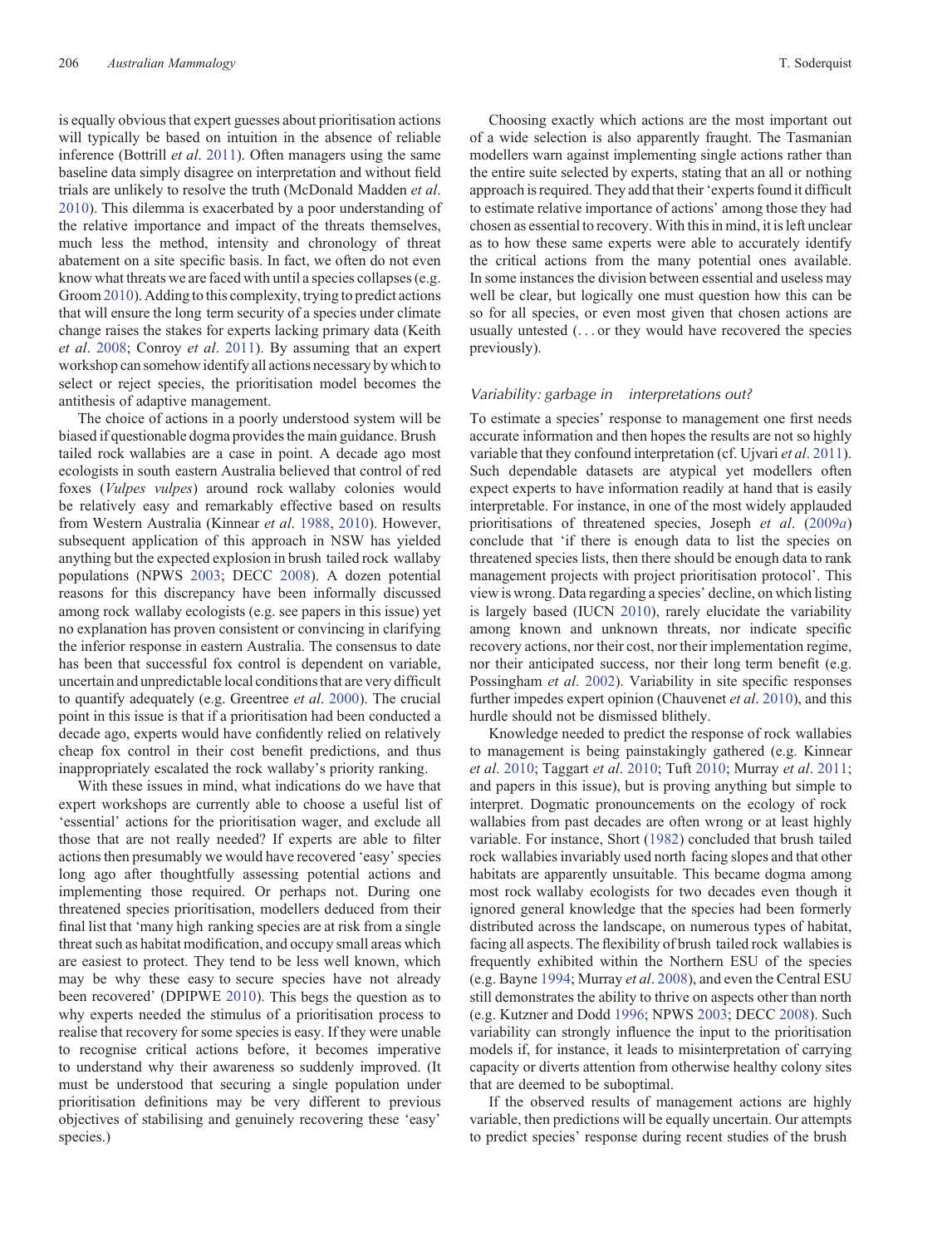is equally obvious that expert guesses about prioritisation actions will typically be based on intuition in the absence of reliable inference (Bottrill *et al*. 2011). Often managers using the same baseline data simply disagree on interpretation and without field trials are unlikely to resolve the truth (McDonald Madden *et al*. 2010). This dilemma is exacerbated by a poor understanding of the relative importance and impact of the threats themselves, much less the method, intensity and chronology of threat abatement on a site specific basis. In fact, we often do not even know what threats we are faced with until a species collapses (e.g. Groom 2010). Adding to this complexity, trying to predict actions that will ensure the long term security of a species under climate change raises the stakes for experts lacking primary data (Keith *et al*. 2008; Conroy *et al*. 2011). By assuming that an expert workshop can somehow identify all actions necessary by which to select or reject species, the prioritisation model becomes the antithesis of adaptive management.

The choice of actions in a poorly understood system will be biased if questionable dogma provides the main guidance. Brush tailed rock wallabies are a case in point. A decade ago most ecologists in south eastern Australia believed that control of red foxes (*Vulpes vulpes*) around rock wallaby colonies would be relatively easy and remarkably effective based on results from Western Australia (Kinnear *et al*. 1988, 2010). However, subsequent application of this approach in NSW has yielded anything but the expected explosion in brush tailed rock wallaby populations (NPWS 2003; DECC 2008). A dozen potential reasons for this discrepancy have been informally discussed among rock wallaby ecologists (e.g. see papers in this issue) yet no explanation has proven consistent or convincing in clarifying the inferior response in eastern Australia. The consensus to date has been that successful fox control is dependent on variable, uncertain and unpredictable local conditions that are very difficult to quantify adequately (e.g. Greentree *et al*. 2000). The crucial point in this issue is that if a prioritisation had been conducted a decade ago, experts would have confidently relied on relatively cheap fox control in their cost benefit predictions, and thus inappropriately escalated the rock wallaby's priority ranking.

With these issues in mind, what indications do we have that expert workshops are currently able to choose a useful list of 'essential' actions for the prioritisation wager, and exclude all those that are not really needed? If experts are able to filter actions then presumably we would have recovered 'easy' species long ago after thoughtfully assessing potential actions and implementing those required. Or perhaps not. During one threatened species prioritisation, modellers deduced from their final list that 'many high ranking species are at risk from a single threat such as habitat modification, and occupy small areas which are easiest to protect. They tend to be less well known, which may be why these easy to secure species have not already been recovered' (DPIPWE 2010). This begs the question as to why experts needed the stimulus of a prioritisation process to realise that recovery for some species is easy. If they were unable to recognise critical actions before, it becomes imperative to understand why their awareness so suddenly improved. (It must be understood that securing a single population under prioritisation definitions may be very different to previous objectives of stabilising and genuinely recovering these 'easy' species.)

Choosing exactly which actions are the most important out of a wide selection is also apparently fraught. The Tasmanian modellers warn against implementing single actions rather than the entire suite selected by experts, stating that an all or nothing approach is required. They add that their 'experts found it difficult to estimate relative importance of actions' among those they had chosen as essential to recovery. With this in mind, it is left unclear as to how these same experts were able to accurately identify the critical actions from the many potential ones available. In some instances the division between essential and useless may well be clear, but logically one must question how this can be so for all species, or even most given that chosen actions are usually untested (. . . or they would have recovered the species previously).

## *Variability: garbage in interpretations out?*

To estimate a species' response to management one first needs accurate information and then hopes the results are not so highly variable that they confound interpretation (cf. Ujvari *et al*. 2011). Such dependable datasets are atypical yet modellers often expect experts to have information readily at hand that is easily interpretable. For instance, in one of the most widely applauded prioritisations of threatened species, Joseph *et al*. (2009*a*) conclude that 'if there is enough data to list the species on threatened species lists, then there should be enough data to rank management projects with project prioritisation protocol'. This view is wrong. Data regarding a species' decline, on which listing is largely based (IUCN 2010), rarely elucidate the variability among known and unknown threats, nor indicate specific recovery actions, nor their cost, nor their implementation regime, nor their anticipated success, nor their long term benefit (e.g. Possingham *et al*. 2002). Variability in site specific responses further impedes expert opinion (Chauvenet *et al*. 2010), and this hurdle should not be dismissed blithely.

Knowledge needed to predict the response of rock wallabies to management is being painstakingly gathered (e.g. Kinnear *et al*. 2010; Taggart *et al*. 2010; Tuft 2010; Murray *et al*. 2011; and papers in this issue), but is proving anything but simple to interpret. Dogmatic pronouncements on the ecology of rock wallabies from past decades are often wrong or at least highly variable. For instance, Short (1982) concluded that brush tailed rock wallabies invariably used north facing slopes and that other habitats are apparently unsuitable. This became dogma among most rock wallaby ecologists for two decades even though it ignored general knowledge that the species had been formerly distributed across the landscape, on numerous types of habitat, facing all aspects. The flexibility of brush tailed rock wallabies is frequently exhibited within the Northern ESU of the species (e.g. Bayne 1994; Murray *et al*. 2008), and even the Central ESU still demonstrates the ability to thrive on aspects other than north (e.g. Kutzner and Dodd 1996; NPWS 2003; DECC 2008). Such variability can strongly influence the input to the prioritisation models if, for instance, it leads to misinterpretation of carrying capacity or diverts attention from otherwise healthy colony sites that are deemed to be suboptimal.

If the observed results of management actions are highly variable, then predictions will be equally uncertain. Our attempts to predict species' response during recent studies of the brush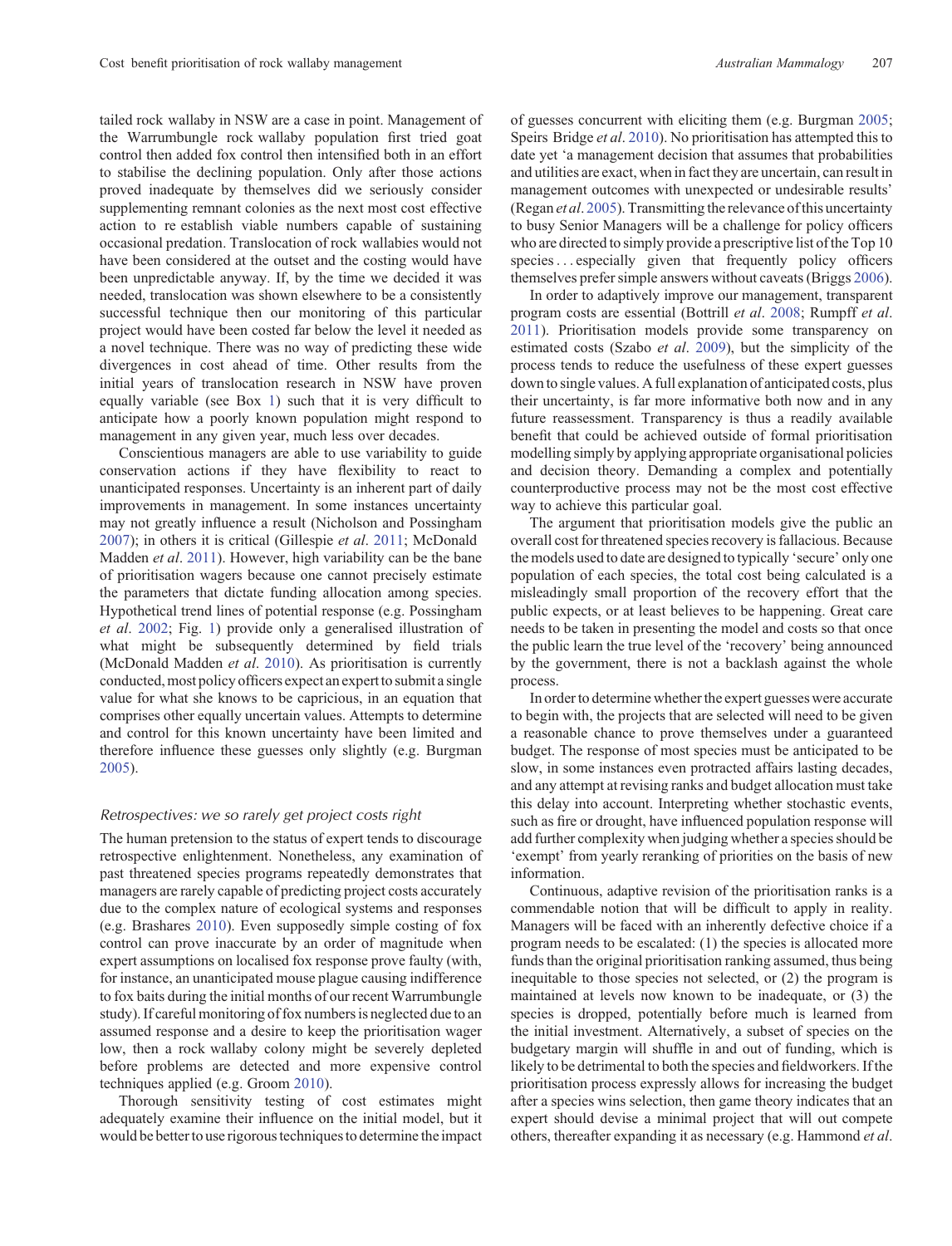tailed rock wallaby in NSW are a case in point. Management of the Warrumbungle rock wallaby population first tried goat control then added fox control then intensified both in an effort to stabilise the declining population. Only after those actions proved inadequate by themselves did we seriously consider supplementing remnant colonies as the next most cost effective action to re establish viable numbers capable of sustaining occasional predation. Translocation of rock wallabies would not have been considered at the outset and the costing would have been unpredictable anyway. If, by the time we decided it was needed, translocation was shown elsewhere to be a consistently successful technique then our monitoring of this particular project would have been costed far below the level it needed as a novel technique. There was no way of predicting these wide divergences in cost ahead of time. Other results from the initial years of translocation research in NSW have proven equally variable (see Box 1) such that it is very difficult to anticipate how a poorly known population might respond to management in any given year, much less over decades.

Conscientious managers are able to use variability to guide conservation actions if they have flexibility to react to unanticipated responses. Uncertainty is an inherent part of daily improvements in management. In some instances uncertainty may not greatly influence a result (Nicholson and Possingham 2007); in others it is critical (Gillespie *et al*. 2011; McDonald Madden *et al*. 2011). However, high variability can be the bane of prioritisation wagers because one cannot precisely estimate the parameters that dictate funding allocation among species. Hypothetical trend lines of potential response (e.g. Possingham *et al*. 2002; Fig. 1) provide only a generalised illustration of what might be subsequently determined by field trials (McDonald Madden *et al*. 2010). As prioritisation is currently conducted, most policy officers expect an expert to submit a single value for what she knows to be capricious, in an equation that comprises other equally uncertain values. Attempts to determine and control for this known uncertainty have been limited and therefore influence these guesses only slightly (e.g. Burgman 2005).

### *Retrospectives: we so rarely get project costs right*

The human pretension to the status of expert tends to discourage retrospective enlightenment. Nonetheless, any examination of past threatened species programs repeatedly demonstrates that managers are rarely capable of predicting project costs accurately due to the complex nature of ecological systems and responses (e.g. Brashares 2010). Even supposedly simple costing of fox control can prove inaccurate by an order of magnitude when expert assumptions on localised fox response prove faulty (with, for instance, an unanticipated mouse plague causing indifference to fox baits during the initial months of our recent Warrumbungle study). If careful monitoring of fox numbers is neglected due to an assumed response and a desire to keep the prioritisation wager low, then a rock wallaby colony might be severely depleted before problems are detected and more expensive control techniques applied (e.g. Groom 2010).

Thorough sensitivity testing of cost estimates might adequately examine their influence on the initial model, but it would be better to use rigorous techniques to determine the impact of guesses concurrent with eliciting them (e.g. Burgman 2005; Speirs Bridge *et al*. 2010). No prioritisation has attempted this to date yet 'a management decision that assumes that probabilities and utilities are exact, when in fact they are uncertain, can result in management outcomes with unexpected or undesirable results' (Regan *et al*. 2005). Transmitting the relevance of this uncertainty to busy Senior Managers will be a challenge for policy officers who are directed to simply provide a prescriptive list of the Top 10 species . . . especially given that frequently policy officers themselves prefer simple answers without caveats (Briggs 2006).

In order to adaptively improve our management, transparent program costs are essential (Bottrill *et al*. 2008; Rumpff *et al*. 2011). Prioritisation models provide some transparency on estimated costs (Szabo *et al*. 2009), but the simplicity of the process tends to reduce the usefulness of these expert guesses down to single values. A full explanation of anticipated costs, plus their uncertainty, is far more informative both now and in any future reassessment. Transparency is thus a readily available benefit that could be achieved outside of formal prioritisation modelling simply by applying appropriate organisational policies and decision theory. Demanding a complex and potentially counterproductive process may not be the most cost effective way to achieve this particular goal.

The argument that prioritisation models give the public an overall cost for threatened species recovery is fallacious. Because the models used to date are designed to typically 'secure' only one population of each species, the total cost being calculated is a misleadingly small proportion of the recovery effort that the public expects, or at least believes to be happening. Great care needs to be taken in presenting the model and costs so that once the public learn the true level of the 'recovery' being announced by the government, there is not a backlash against the whole process.

In order to determine whether the expert guesses were accurate to begin with, the projects that are selected will need to be given a reasonable chance to prove themselves under a guaranteed budget. The response of most species must be anticipated to be slow, in some instances even protracted affairs lasting decades, and any attempt at revising ranks and budget allocation must take this delay into account. Interpreting whether stochastic events, such as fire or drought, have influenced population response will add further complexity when judging whether a species should be 'exempt' from yearly reranking of priorities on the basis of new information.

Continuous, adaptive revision of the prioritisation ranks is a commendable notion that will be difficult to apply in reality. Managers will be faced with an inherently defective choice if a program needs to be escalated: (1) the species is allocated more funds than the original prioritisation ranking assumed, thus being inequitable to those species not selected, or (2) the program is maintained at levels now known to be inadequate, or (3) the species is dropped, potentially before much is learned from the initial investment. Alternatively, a subset of species on the budgetary margin will shuffle in and out of funding, which is likely to be detrimental to both the species and fieldworkers. If the prioritisation process expressly allows for increasing the budget after a species wins selection, then game theory indicates that an expert should devise a minimal project that will out compete others, thereafter expanding it as necessary (e.g. Hammond *et al*.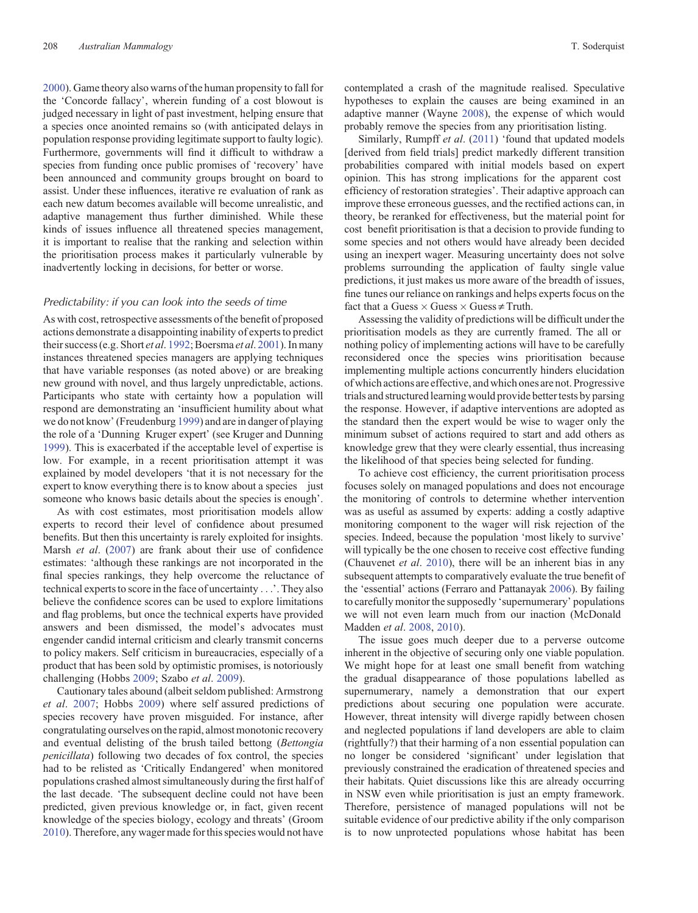2000). Game theory also warns of the human propensity to fall for the 'Concorde fallacy', wherein funding of a cost blowout is judged necessary in light of past investment, helping ensure that a species once anointed remains so (with anticipated delays in population response providing legitimate support to faulty logic). Furthermore, governments will find it difficult to withdraw a species from funding once public promises of 'recovery' have been announced and community groups brought on board to assist. Under these influences, iterative re evaluation of rank as each new datum becomes available will become unrealistic, and adaptive management thus further diminished. While these kinds of issues influence all threatened species management, it is important to realise that the ranking and selection within the prioritisation process makes it particularly vulnerable by inadvertently locking in decisions, for better or worse.

### *Predictability: if you can look into the seeds of time*

As with cost, retrospective assessments of the benefit of proposed actions demonstrate a disappointing inability of experts to predict their success (e.g. Short *et al*. 1992; Boersma *et al*. 2001). In many instances threatened species managers are applying techniques that have variable responses (as noted above) or are breaking new ground with novel, and thus largely unpredictable, actions. Participants who state with certainty how a population will respond are demonstrating an 'insufficient humility about what we do not know' (Freudenburg 1999) and are in danger of playing the role of a 'Dunning Kruger expert' (see Kruger and Dunning 1999). This is exacerbated if the acceptable level of expertise is low. For example, in a recent prioritisation attempt it was explained by model developers 'that it is not necessary for the expert to know everything there is to know about a species just someone who knows basic details about the species is enough'.

As with cost estimates, most prioritisation models allow experts to record their level of confidence about presumed benefits. But then this uncertainty is rarely exploited for insights. Marsh *et al*. (2007) are frank about their use of confidence estimates: 'although these rankings are not incorporated in the final species rankings, they help overcome the reluctance of technical experts to score in the face of uncertainty . . .'. They also believe the confidence scores can be used to explore limitations and flag problems, but once the technical experts have provided answers and been dismissed, the model's advocates must engender candid internal criticism and clearly transmit concerns to policy makers. Self criticism in bureaucracies, especially of a product that has been sold by optimistic promises, is notoriously challenging (Hobbs 2009; Szabo *et al*. 2009).

Cautionary tales abound (albeit seldom published: Armstrong *et al*. 2007; Hobbs 2009) where self assured predictions of species recovery have proven misguided. For instance, after congratulating ourselves on the rapid, almost monotonic recovery and eventual delisting of the brush tailed bettong (*Bettongia penicillata*) following two decades of fox control, the species had to be relisted as 'Critically Endangered' when monitored populations crashed almost simultaneously during the first half of the last decade. 'The subsequent decline could not have been predicted, given previous knowledge or, in fact, given recent knowledge of the species biology, ecology and threats' (Groom 2010). Therefore, any wager made for this species would not have contemplated a crash of the magnitude realised. Speculative hypotheses to explain the causes are being examined in an adaptive manner (Wayne 2008), the expense of which would probably remove the species from any prioritisation listing.

Similarly, Rumpff *et al*. (2011) 'found that updated models [derived from field trials] predict markedly different transition probabilities compared with initial models based on expert opinion. This has strong implications for the apparent cost efficiency of restoration strategies'. Their adaptive approach can improve these erroneous guesses, and the rectified actions can, in theory, be reranked for effectiveness, but the material point for cost benefit prioritisation is that a decision to provide funding to some species and not others would have already been decided using an inexpert wager. Measuring uncertainty does not solve problems surrounding the application of faulty single value predictions, it just makes us more aware of the breadth of issues, fine tunes our reliance on rankings and helps experts focus on the fact that a Guess $\times$ Guess $\times$ Guess $\neq$ Truth.

Assessing the validity of predictions will be difficult under the prioritisation models as they are currently framed. The all or nothing policy of implementing actions will have to be carefully reconsidered once the species wins prioritisation because implementing multiple actions concurrently hinders elucidation of which actions are effective, and which ones are not. Progressive trials and structured learning would provide better tests by parsing the response. However, if adaptive interventions are adopted as the standard then the expert would be wise to wager only the minimum subset of actions required to start and add others as knowledge grew that they were clearly essential, thus increasing the likelihood of that species being selected for funding.

To achieve cost efficiency, the current prioritisation process focuses solely on managed populations and does not encourage the monitoring of controls to determine whether intervention was as useful as assumed by experts: adding a costly adaptive monitoring component to the wager will risk rejection of the species. Indeed, because the population 'most likely to survive' will typically be the one chosen to receive cost effective funding (Chauvenet *et al*. 2010), there will be an inherent bias in any subsequent attempts to comparatively evaluate the true benefit of the 'essential' actions (Ferraro and Pattanayak 2006). By failing to carefully monitor the supposedly 'supernumerary' populations we will not even learn much from our inaction (McDonald Madden *et al*. 2008, 2010).

The issue goes much deeper due to a perverse outcome inherent in the objective of securing only one viable population. We might hope for at least one small benefit from watching the gradual disappearance of those populations labelled as supernumerary, namely a demonstration that our expert predictions about securing one population were accurate. However, threat intensity will diverge rapidly between chosen and neglected populations if land developers are able to claim (rightfully?) that their harming of a non essential population can no longer be considered 'significant' under legislation that previously constrained the eradication of threatened species and their habitats. Quiet discussions like this are already occurring in NSW even while prioritisation is just an empty framework. Therefore, persistence of managed populations will not be suitable evidence of our predictive ability if the only comparison is to now unprotected populations whose habitat has been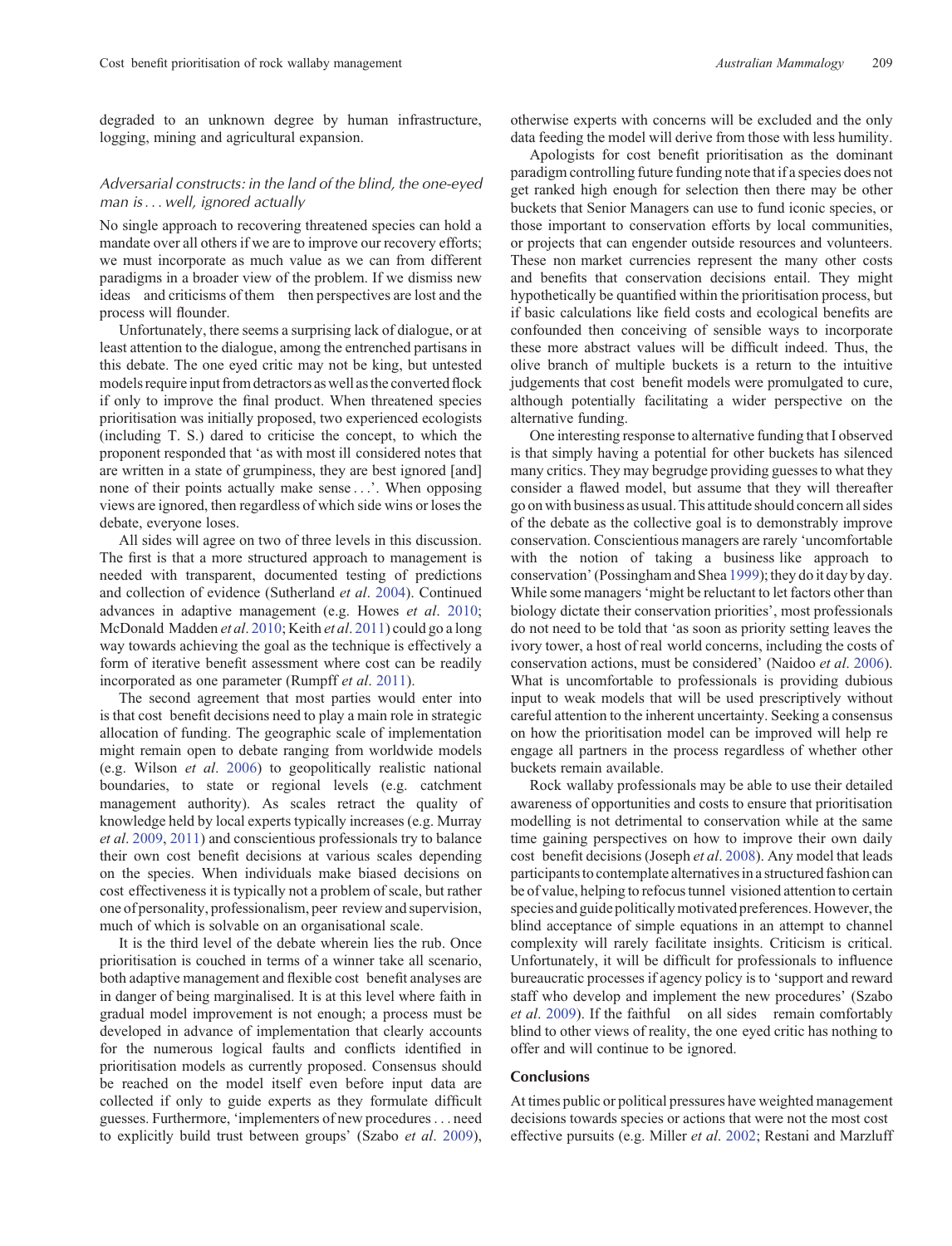degraded to an unknown degree by human infrastructure, logging, mining and agricultural expansion.

### *Adversarial constructs: in the land of the blind, the one-eyed man is . . . well, ignored actually*

No single approach to recovering threatened species can hold a mandate over all others if we are to improve our recovery efforts; we must incorporate as much value as we can from different paradigms in a broader view of the problem. If we dismiss new ideas and criticisms of them then perspectives are lost and the process will flounder.

Unfortunately, there seems a surprising lack of dialogue, or at least attention to the dialogue, among the entrenched partisans in this debate. The one eyed critic may not be king, but untested models require input from detractors as well as the converted flock if only to improve the final product. When threatened species prioritisation was initially proposed, two experienced ecologists (including T. S.) dared to criticise the concept, to which the proponent responded that 'as with most ill considered notes that are written in a state of grumpiness, they are best ignored [and] none of their points actually make sense . . .'. When opposing views are ignored, then regardless of which side wins or loses the debate, everyone loses.

All sides will agree on two of three levels in this discussion. The first is that a more structured approach to management is needed with transparent, documented testing of predictions and collection of evidence (Sutherland *et al*. 2004). Continued advances in adaptive management (e.g. Howes *et al*. 2010; McDonald Madden *et al*. 2010; Keith *et al*. 2011) could go a long way towards achieving the goal as the technique is effectively a form of iterative benefit assessment where cost can be readily incorporated as one parameter (Rumpff *et al*. 2011).

The second agreement that most parties would enter into is that cost benefit decisions need to play a main role in strategic allocation of funding. The geographic scale of implementation might remain open to debate ranging from worldwide models (e.g. Wilson *et al*. 2006) to geopolitically realistic national boundaries, to state or regional levels (e.g. catchment management authority). As scales retract the quality of knowledge held by local experts typically increases (e.g. Murray *et al*. 2009, 2011) and conscientious professionals try to balance their own cost benefit decisions at various scales depending on the species. When individuals make biased decisions on cost effectiveness it is typically not a problem of scale, but rather one of personality, professionalism, peer review and supervision, much of which is solvable on an organisational scale.

It is the third level of the debate wherein lies the rub. Once prioritisation is couched in terms of a winner take all scenario, both adaptive management and flexible cost benefit analyses are in danger of being marginalised. It is at this level where faith in gradual model improvement is not enough; a process must be developed in advance of implementation that clearly accounts for the numerous logical faults and conflicts identified in prioritisation models as currently proposed. Consensus should be reached on the model itself even before input data are collected if only to guide experts as they formulate difficult guesses. Furthermore, 'implementers of new procedures . . . need to explicitly build trust between groups' (Szabo *et al*. 2009), otherwise experts with concerns will be excluded and the only data feeding the model will derive from those with less humility.

Apologists for cost benefit prioritisation as the dominant paradigm controlling future funding note that if a species does not get ranked high enough for selection then there may be other buckets that Senior Managers can use to fund iconic species, or those important to conservation efforts by local communities, or projects that can engender outside resources and volunteers. These non market currencies represent the many other costs and benefits that conservation decisions entail. They might hypothetically be quantified within the prioritisation process, but if basic calculations like field costs and ecological benefits are confounded then conceiving of sensible ways to incorporate these more abstract values will be difficult indeed. Thus, the olive branch of multiple buckets is a return to the intuitive judgements that cost benefit models were promulgated to cure, although potentially facilitating a wider perspective on the alternative funding.

One interesting response to alternative funding that I observed is that simply having a potential for other buckets has silenced many critics. They may begrudge providing guesses to what they consider a flawed model, but assume that they will thereafter go on with business as usual. This attitude should concern all sides of the debate as the collective goal is to demonstrably improve conservation. Conscientious managers are rarely 'uncomfortable with the notion of taking a business like approach to conservation' (Possingham and Shea 1999); they do it day by day. While some managers 'might be reluctant to let factors other than biology dictate their conservation priorities', most professionals do not need to be told that 'as soon as priority setting leaves the ivory tower, a host of real world concerns, including the costs of conservation actions, must be considered' (Naidoo *et al*. 2006). What is uncomfortable to professionals is providing dubious input to weak models that will be used prescriptively without careful attention to the inherent uncertainty. Seeking a consensus on how the prioritisation model can be improved will help re engage all partners in the process regardless of whether other buckets remain available.

Rock wallaby professionals may be able to use their detailed awareness of opportunities and costs to ensure that prioritisation modelling is not detrimental to conservation while at the same time gaining perspectives on how to improve their own daily cost benefit decisions (Joseph *et al*. 2008). Any model that leads participants to contemplate alternatives in a structured fashion can be of value, helping to refocus tunnel visioned attention to certain species and guide politically motivated preferences. However, the blind acceptance of simple equations in an attempt to channel complexity will rarely facilitate insights. Criticism is critical. Unfortunately, it will be difficult for professionals to influence bureaucratic processes if agency policy is to 'support and reward staff who develop and implement the new procedures' (Szabo *et al*. 2009). If the faithful on all sides remain comfortably blind to other views of reality, the one eyed critic has nothing to offer and will continue to be ignored.

## Conclusions

At times public or political pressures have weighted management decisions towards species or actions that were not the most cost effective pursuits (e.g. Miller *et al*. 2002; Restani and Marzluff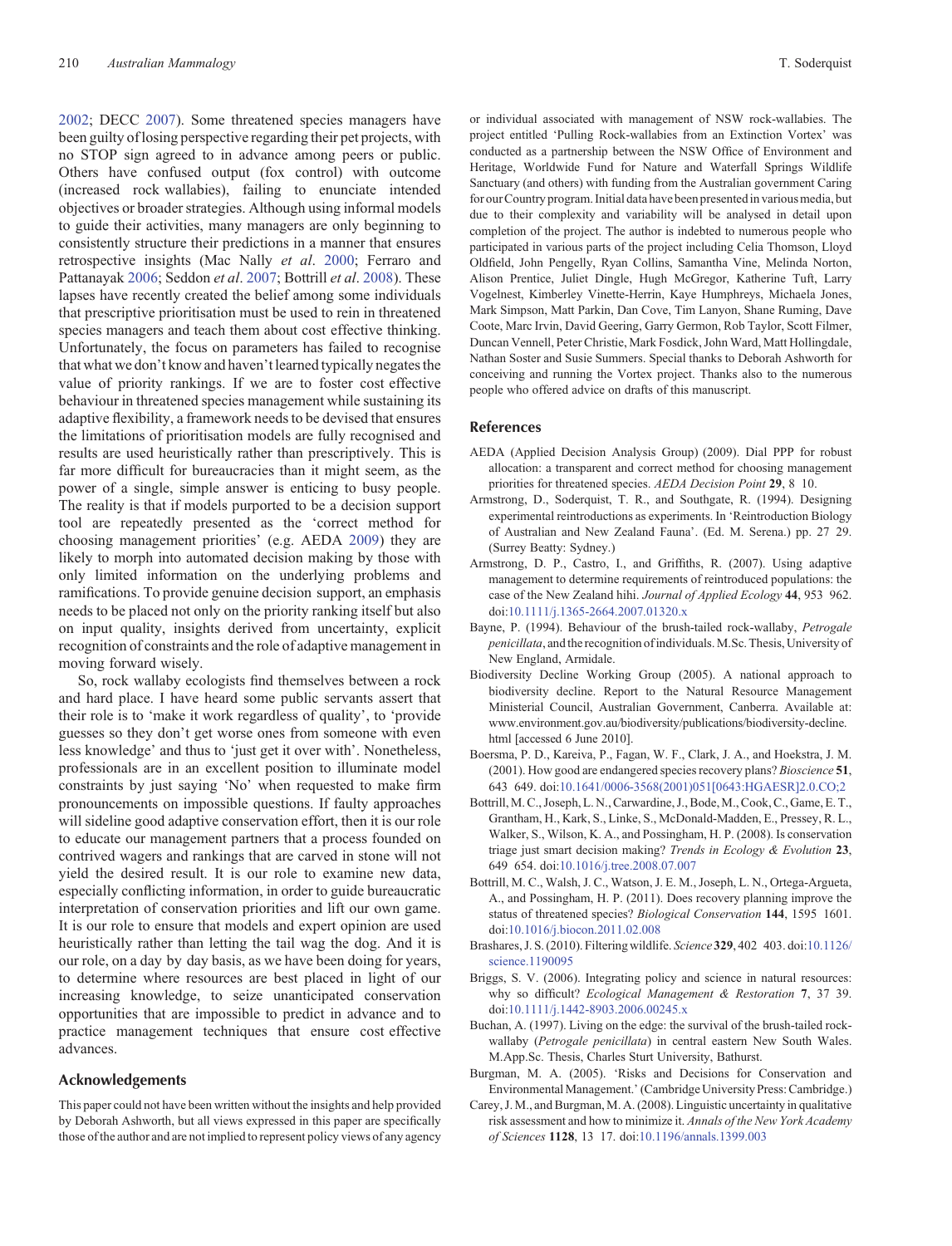2002; DECC 2007). Some threatened species managers have been guilty of losing perspective regarding their pet projects, with no STOP sign agreed to in advance among peers or public. Others have confused output (fox control) with outcome (increased rock wallabies), failing to enunciate intended objectives or broader strategies. Although using informal models to guide their activities, many managers are only beginning to consistently structure their predictions in a manner that ensures retrospective insights (Mac Nally *et al*. 2000; Ferraro and Pattanayak 2006; Seddon *et al*. 2007; Bottrill *et al*. 2008). These lapses have recently created the belief among some individuals that prescriptive prioritisation must be used to rein in threatened species managers and teach them about cost effective thinking. Unfortunately, the focus on parameters has failed to recognise that what we don't know and haven't learned typically negates the value of priority rankings. If we are to foster cost effective behaviour in threatened species management while sustaining its adaptive flexibility, a framework needs to be devised that ensures the limitations of prioritisation models are fully recognised and results are used heuristically rather than prescriptively. This is far more difficult for bureaucracies than it might seem, as the power of a single, simple answer is enticing to busy people. The reality is that if models purported to be a decision support tool are repeatedly presented as the 'correct method for choosing management priorities' (e.g. AEDA 2009) they are likely to morph into automated decision making by those with only limited information on the underlying problems and ramifications. To provide genuine decision support, an emphasis needs to be placed not only on the priority ranking itself but also on input quality, insights derived from uncertainty, explicit recognition of constraints and the role of adaptive management in moving forward wisely.

So, rock wallaby ecologists find themselves between a rock and hard place. I have heard some public servants assert that their role is to 'make it work regardless of quality', to 'provide guesses so they don't get worse ones from someone with even less knowledge' and thus to 'just get it over with'. Nonetheless, professionals are in an excellent position to illuminate model constraints by just saying 'No' when requested to make firm pronouncements on impossible questions. If faulty approaches will sideline good adaptive conservation effort, then it is our role to educate our management partners that a process founded on contrived wagers and rankings that are carved in stone will not yield the desired result. It is our role to examine new data, especially conflicting information, in order to guide bureaucratic interpretation of conservation priorities and lift our own game. It is our role to ensure that models and expert opinion are used heuristically rather than letting the tail wag the dog. And it is our role, on a day by day basis, as we have been doing for years, to determine where resources are best placed in light of our increasing knowledge, to seize unanticipated conservation opportunities that are impossible to predict in advance and to practice management techniques that ensure cost effective advances.

## Acknowledgements

This paper could not have been written without the insights and help provided by Deborah Ashworth, but all views expressed in this paper are specifically those of the author and are not implied to represent policy views of any agency or individual associated with management of NSW rock-wallabies. The project entitled 'Pulling Rock-wallabies from an Extinction Vortex' was conducted as a partnership between the NSW Office of Environment and Heritage, Worldwide Fund for Nature and Waterfall Springs Wildlife Sanctuary (and others) with funding from the Australian government Caring for our Country program. Initial data have been presented in various media, but due to their complexity and variability will be analysed in detail upon completion of the project. The author is indebted to numerous people who participated in various parts of the project including Celia Thomson, Lloyd Oldfield, John Pengelly, Ryan Collins, Samantha Vine, Melinda Norton, Alison Prentice, Juliet Dingle, Hugh McGregor, Katherine Tuft, Larry Vogelnest, Kimberley Vinette-Herrin, Kaye Humphreys, Michaela Jones, Mark Simpson, Matt Parkin, Dan Cove, Tim Lanyon, Shane Ruming, Dave Coote, Marc Irvin, David Geering, Garry Germon, Rob Taylor, Scott Filmer, Duncan Vennell, Peter Christie, Mark Fosdick, John Ward, Matt Hollingdale, Nathan Soster and Susie Summers. Special thanks to Deborah Ashworth for conceiving and running the Vortex project. Thanks also to the numerous people who offered advice on drafts of this manuscript.

## References

AEDA (Applied Decision Analysis Group) (2009). Dial PPP for robust allocation: a transparent and correct method for choosing management priorities for threatened species. *AEDA Decision Point* **29**, 8 10.

Armstrong, D., Soderquist, T. R., and Southgate, R. (1994). Designing experimental reintroductions as experiments. In 'Reintroduction Biology of Australian and New Zealand Fauna'. (Ed. M. Serena.) pp. 27 29. (Surrey Beatty: Sydney.)

Armstrong, D. P., Castro, I., and Griffiths, R. (2007). Using adaptive management to determine requirements of reintroduced populations: the case of the New Zealand hihi. *Journal of Applied Ecology* **44**, 953 962. doi:10.1111/j.1365-2664.2007.01320.x

Bayne, P. (1994). Behaviour of the brush-tailed rock-wallaby, *Petrogale penicillata*, and the recognition of individuals. M.Sc. Thesis, University of New England, Armidale.

Biodiversity Decline Working Group (2005). A national approach to biodiversity decline. Report to the Natural Resource Management Ministerial Council, Australian Government, Canberra. Available at: www.environment.gov.au/biodiversity/publications/biodiversity-decline.html [accessed 6 June 2010].

Boersma, P. D., Kareiva, P., Fagan, W. F., Clark, J. A., and Hoekstra, J. M. (2001). How good are endangered species recovery plans? *Bioscience* **51**, 643 649. doi:10.1641/0006-3568(2001)051[0643:HGAESR]2.0.CO;2

Bottrill, M. C., Joseph, L. N., Carwardine, J., Bode, M., Cook, C., Game, E. T., Grantham, H., Kark, S., Linke, S., McDonald-Madden, E., Pressey, R. L., Walker, S., Wilson, K. A., and Possingham, H. P. (2008). Is conservation triage just smart decision making? *Trends in Ecology & Evolution* **23**, 649 654. doi:10.1016/j.tree.2008.07.007

Bottrill, M. C., Walsh, J. C., Watson, J. E. M., Joseph, L. N., Ortega-Argueta, A., and Possingham, H. P. (2011). Does recovery planning improve the status of threatened species? *Biological Conservation* **144**, 1595 1601. doi:10.1016/j.biocon.2011.02.008

Brashares, J. S. (2010). Filtering wildlife. *Science* **329**, 402 403. doi:10.1126/science.1190095

Briggs, S. V. (2006). Integrating policy and science in natural resources: why so difficult? *Ecological Management & Restoration* **7**, 37 39. doi:10.1111/j.1442-8903.2006.00245.x

Buchan, A. (1997). Living on the edge: the survival of the brush-tailed rock-wallaby (*Petrogale penicillata*) in central eastern New South Wales. M.App.Sc. Thesis, Charles Sturt University, Bathurst.

Burgman, M. A. (2005). 'Risks and Decisions for Conservation and Environmental Management.' (Cambridge University Press: Cambridge.)

Carey, J. M., and Burgman, M. A. (2008). Linguistic uncertainty in qualitative risk assessment and how to minimize it. *Annals of the New York Academy of Sciences* **1128**, 13 17. doi:10.1196/annals.1399.003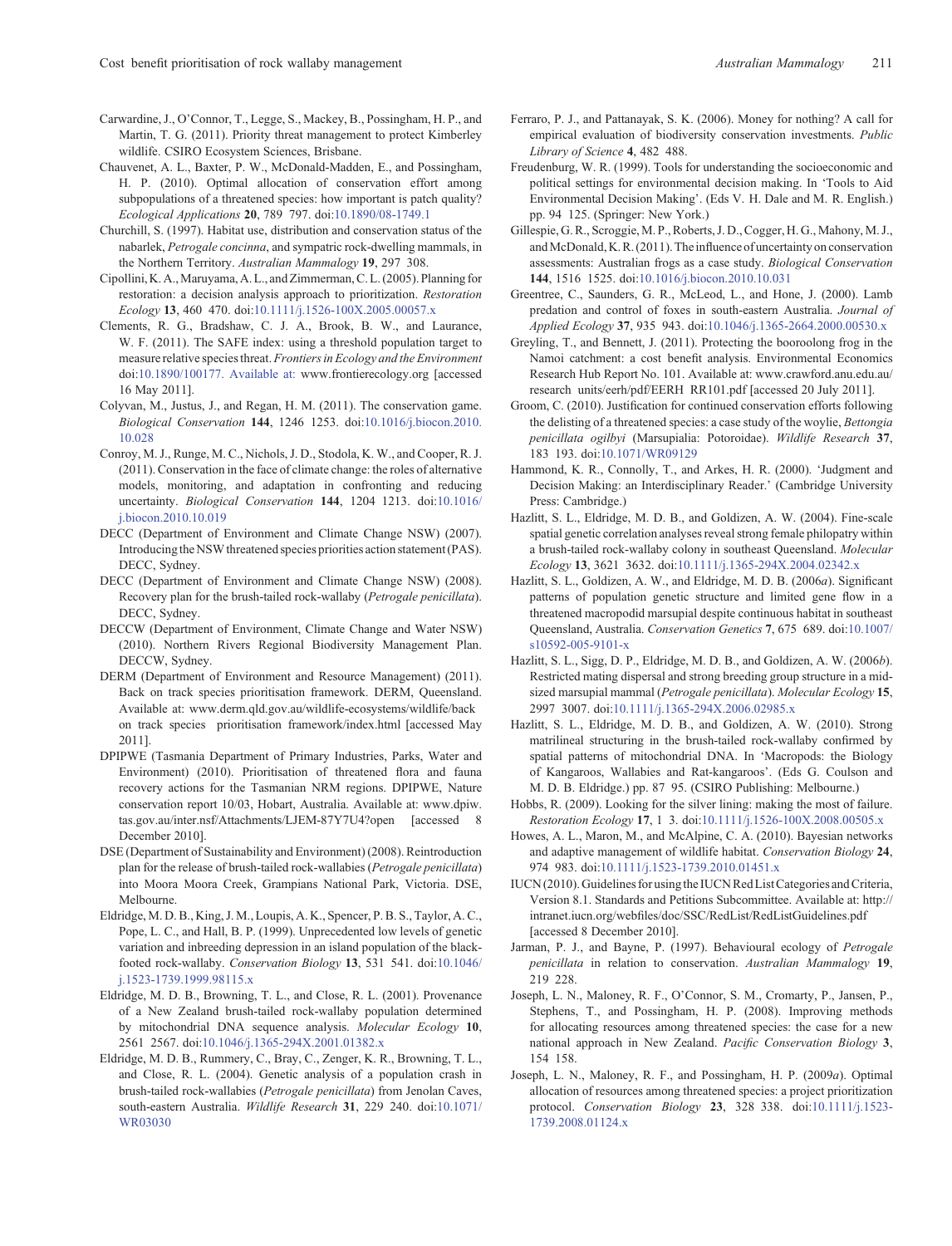Carwardine, J., O'Connor, T., Legge, S., Mackey, B., Possingham, H. P., and Martin, T. G. (2011). Priority threat management to protect Kimberley wildlife. CSIRO Ecosystem Sciences, Brisbane.

Chauvenet, A. L., Baxter, P. W., McDonald-Madden, E., and Possingham, H. P. (2010). Optimal allocation of conservation effort among subpopulations of a threatened species: how important is patch quality? *Ecological Applications* **20**, 789 797. doi:10.1890/08-1749.1

Churchill, S. (1997). Habitat use, distribution and conservation status of the nabarlek, *Petrogale concinna*, and sympatric rock-dwelling mammals, in the Northern Territory. *Australian Mammalogy* **19**, 297 308.

Cipollini, K. A., Maruyama, A. L., and Zimmerman, C. L. (2005). Planning for restoration: a decision analysis approach to prioritization. *Restoration Ecology* **13**, 460 470. doi:10.1111/j.1526-100X.2005.00057.x

Clements, R. G., Bradshaw, C. J. A., Brook, B. W., and Laurance, W. F. (2011). The SAFE index: using a threshold population target to measure relative species threat. *Frontiers in Ecology and the Environment* doi:10.1890/100177. Available at: www.frontiersecology.org [accessed 16 May 2011].

Colyvan, M., Justus, J., and Regan, H. M. (2011). The conservation game. *Biological Conservation* **144**, 1246 1253. doi:10.1016/j.biocon.2010.10.028

Conroy, M. J., Runge, M. C., Nichols, J. D., Stodola, K. W., and Cooper, R. J. (2011). Conservation in the face of climate change: the roles of alternative models, monitoring, and adaptation in confronting and reducing uncertainty. *Biological Conservation* **144**, 1204 1213. doi:10.1016/j.biocon.2010.10.019

DECC (Department of Environment and Climate Change NSW) (2007). Introducing the NSW threatened species priorities action statement (PAS). DECC, Sydney.

DECC (Department of Environment and Climate Change NSW) (2008). Recovery plan for the brush-tailed rock-wallaby (*Petrogale penicillata*). DECC, Sydney.

DECCW (Department of Environment, Climate Change and Water NSW) (2010). Northern Rivers Regional Biodiversity Management Plan. DECCW, Sydney.

DERM (Department of Environment and Resource Management) (2011). Back on track species prioritisation framework. DERM, Queensland. Available at: www.derm.qld.gov.au/wildlife-ecosystems/wildlife/back on track species prioritisation framework/index.html [accessed May 2011].

DPIPWE (Tasmania Department of Primary Industries, Parks, Water and Environment) (2010). Prioritisation of threatened flora and fauna recovery actions for the Tasmanian NRM regions. DPIPWE, Nature conservation report 10/03, Hobart, Australia. Available at: www.dpiw.tas.gov.au/inter.nsf/Attachments/LJEM-87Y7U4?open [accessed 8 December 2010].

DSE (Department of Sustainability and Environment) (2008). Reintroduction plan for the release of brush-tailed rock-wallabies (*Petrogale penicillata*) into Moora Moora Creek, Grampians National Park, Victoria. DSE, Melbourne.

Eldridge, M. D. B., King, J. M., Loupis, A. K., Spencer, P. B. S., Taylor, A. C., Pope, L. C., and Hall, B. P. (1999). Unprecedented low levels of genetic variation and inbreeding depression in an island population of the black-footed rock-wallaby. *Conservation Biology* **13**, 531 541. doi:10.1046/j.1523-1739.1999.98115.x

Eldridge, M. D. B., Browning, T. L., and Close, R. L. (2001). Provenance of a New Zealand brush-tailed rock-wallaby population determined by mitochondrial DNA sequence analysis. *Molecular Ecology* **10**, 2561 2567. doi:10.1046/j.1365-294X.2001.01382.x

Eldridge, M. D. B., Rummery, C., Bray, C., Zenger, K. R., Browning, T. L., and Close, R. L. (2004). Genetic analysis of a population crash in brush-tailed rock-wallabies (*Petrogale penicillata*) from Jenolan Caves, south-eastern Australia. *Wildlife Research* **31**, 229 240. doi:10.1071/WR03030

Ferraro, P. J., and Pattanayak, S. K. (2006). Money for nothing? A call for empirical evaluation of biodiversity conservation investments. *Public Library of Science* **4**, 482 488.

Freudenburg, W. R. (1999). Tools for understanding the socioeconomic and political settings for environmental decision making. In 'Tools to Aid Environmental Decision Making'. (Eds V. H. Dale and M. R. English.) pp. 94 125. (Springer: New York.)

Gillespie, G. R., Scroggie, M. P., Roberts, J. D., Cogger, H. G., Mahony, M. J., and McDonald, K. R. (2011). The influence of uncertainty on conservation assessments: Australian frogs as a case study. *Biological Conservation* **144**, 1516 1525. doi:10.1016/j.biocon.2010.10.031

Greentree, C., Saunders, G. R., McLeod, L., and Hone, J. (2000). Lamb predation and control of foxes in south-eastern Australia. *Journal of Applied Ecology* **37**, 935 943. doi:10.1046/j.1365-2664.2000.00530.x

Greyling, T., and Bennett, J. (2011). Protecting the booroolong frog in the Namoi catchment: a cost benefit analysis. Environmental Economics Research Hub Report No. 101. Available at: www.crawford.anu.edu.au/research units/eerh/pdf/EERH RR101.pdf [accessed 20 July 2011].

Groom, C. (2010). Justification for continued conservation efforts following the delisting of a threatened species: a case study of the woylie, *Bettongia penicillata ogilbyi* (Marsupialia: Potoroidae). *Wildlife Research* **37**, 183 193. doi:10.1071/WR09129

Hammond, K. R., Connolly, T., and Arkes, H. R. (2000). 'Judgment and Decision Making: an Interdisciplinary Reader.' (Cambridge University Press: Cambridge.)

Hazlitt, S. L., Eldridge, M. D. B., and Goldizen, A. W. (2004). Fine-scale spatial genetic correlation analyses reveal strong female philopatry within a brush-tailed rock-wallaby colony in southeast Queensland. *Molecular Ecology* **13**, 3621 3632. doi:10.1111/j.1365-294X.2004.02342.x

Hazlitt, S. L., Goldizen, A. W., and Eldridge, M. D. B. (2006*a*). Significant patterns of population genetic structure and limited gene flow in a threatened macropodid marsupial despite continuous habitat in southeast Queensland, Australia. *Conservation Genetics* **7**, 675 689. doi:10.1007/s10592-005-9101-x

Hazlitt, S. L., Sigg, D. P., Eldridge, M. D. B., and Goldizen, A. W. (2006*b*). Restricted mating dispersal and strong breeding group structure in a mid-sized marsupial mammal (*Petrogale penicillata*). *Molecular Ecology* **15**, 2997 3007. doi:10.1111/j.1365-294X.2006.02985.x

Hazlitt, S. L., Eldridge, M. D. B., and Goldizen, A. W. (2010). Strong matrilineal structuring in the brush-tailed rock-wallaby confirmed by spatial patterns of mitochondrial DNA. In 'Macropods: the Biology of Kangaroos, Wallabies and Rat-kangaroos'. (Eds G. Coulson and M. D. B. Eldridge.) pp. 87 95. (CSIRO Publishing: Melbourne.)

Hobbs, R. (2009). Looking for the silver lining: making the most of failure. *Restoration Ecology* **17**, 1 3. doi:10.1111/j.1526-100X.2008.00505.x

Howes, A. L., Maron, M., and McAlpine, C. A. (2010). Bayesian networks and adaptive management of wildlife habitat. *Conservation Biology* **24**, 974 983. doi:10.1111/j.1523-1739.2010.01451.x

IUCN (2010). Guidelines for using the IUCN Red List Categories and Criteria, Version 8.1. Standards and Petitions Subcommittee. Available at: http://intranet.iucn.org/webfiles/doc/SSC/RedList/RedListGuidelines.pdf [accessed 8 December 2010].

Jarman, P. J., and Bayne, P. (1997). Behavioural ecology of *Petrogale penicillata* in relation to conservation. *Australian Mammalogy* **19**, 219 228.

Joseph, L. N., Maloney, R. F., O'Connor, S. M., Cromarty, P., Jansen, P., Stephens, T., and Possingham, H. P. (2008). Improving methods for allocating resources among threatened species: the case for a new national approach in New Zealand. *Pacific Conservation Biology* **3**, 154 158.

Joseph, L. N., Maloney, R. F., and Possingham, H. P. (2009*a*). Optimal allocation of resources among threatened species: a project prioritization protocol. *Conservation Biology* **23**, 328 338. doi:10.1111/j.1523-1739.2008.01124.x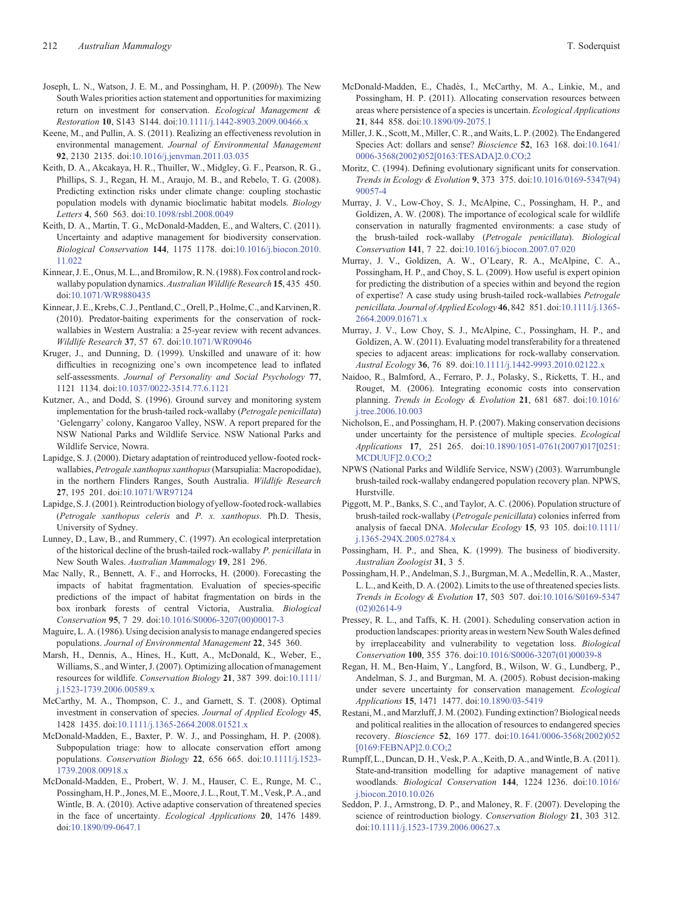Joseph, L. N., Watson, J. E. M., and Possingham, H. P. (2009*b*). The New South Wales priorities action statement and opportunities for maximizing return on investment for conservation. *Ecological Management & Restoration* **10**, S143 S144. doi:10.1111/j.1442-8903.2009.00466.x

Keene, M., and Pullin, A. S. (2011). Realizing an effectiveness revolution in environmental management. *Journal of Environmental Management* **92**, 2130 2135. doi:10.1016/j.jenvman.2011.03.035

Keith, D. A., Akcakaya, H. R., Thuiller, W., Midgley, G. F., Pearson, R. G., Phillips, S. J., Regan, H. M., Araujo, M. B., and Rebelo, T. G. (2008). Predicting extinction risks under climate change: coupling stochastic population models with dynamic bioclimatic habitat models. *Biology Letters* **4**, 560 563. doi:10.1098/rsbl.2008.0049

Keith, D. A., Martin, T. G., McDonald-Madden, E., and Walters, C. (2011). Uncertainty and adaptive management for biodiversity conservation. *Biological Conservation* **144**, 1175 1178. doi:10.1016/j.biocon.2010.11.022

Kinnear, J. E., Onus, M. L., and Bromilow, R. N. (1988). Fox control and rock-wallaby population dynamics. *Australian Wildlife Research* **15**, 435 450. doi:10.1071/WR9880435

Kinnear, J. E., Krebs, C. J., Pentland, C., Orell, P., Holme, C., and Karvinen, R. (2010). Predator-baiting experiments for the conservation of rock-wallabies in Western Australia: a 25-year review with recent advances. *Wildlife Research* **37**, 57 67. doi:10.1071/WR09046

Kruger, J., and Dunning, D. (1999). Unskilled and unaware of it: how difficulties in recognizing one's own incompetence lead to inflated self-assessments. *Journal of Personality and Social Psychology* **77**, 1121 1134. doi:10.1037/0022-3514.77.6.1121

Kutzner, A., and Dodd, S. (1996). Ground survey and monitoring system implementation for the brush-tailed rock-wallaby (*Petrogale penicillata*) 'Gelengarry' colony, Kangaroo Valley, NSW. A report prepared for the NSW National Parks and Wildlife Service. NSW National Parks and Wildlife Service, Nowra.

Lapidge, S. J. (2000). Dietary adaptation of reintroduced yellow-footed rock-wallabies, *Petrogale xanthopus xanthopus* (Marsupialia: Macropodidae), in the northern Flinders Ranges, South Australia. *Wildlife Research* **27**, 195 201. doi:10.1071/WR97124

Lapidge, S. J. (2001). Reintroduction biology of yellow-footed rock-wallabies (*Petrogale xanthopus celeris* and *P. x. xanthopus*. Ph.D. Thesis, University of Sydney.

Lunney, D., Law, B., and Rummery, C. (1997). An ecological interpretation of the historical decline of the brush-tailed rock-wallaby *P. penicillata* in New South Wales. *Australian Mammalogy* **19**, 281 296.

Mac Nally, R., Bennett, A. F., and Horrocks, H. (2000). Forecasting the impacts of habitat fragmentation. Evaluation of species-specific predictions of the impact of habitat fragmentation on birds in the box ironbark forests of central Victoria, Australia. *Biological Conservation* **95**, 7 29. doi:10.1016/S0006-3207(00)00017-3

Maguire, L. A. (1986). Using decision analysis to manage endangered species populations. *Journal of Environmental Management* **22**, 345 360.

Marsh, H., Dennis, A., Hines, H., Kutt, A., McDonald, K., Weber, E., Williams, S., and Winter, J. (2007). Optimizing allocation of management resources for wildlife. *Conservation Biology* **21**, 387 399. doi:10.1111/j.1523-1739.2006.00589.x

McCarthy, M. A., Thompson, C. J., and Garnett, S. T. (2008). Optimal investment in conservation of species. *Journal of Applied Ecology* **45**, 1428 1435. doi:10.1111/j.1365-2664.2008.01521.x

McDonald-Madden, E., Baxter, P. W. J., and Possingham, H. P. (2008). Subpopulation triage: how to allocate conservation effort among populations. *Conservation Biology* **22**, 656 665. doi:10.1111/j.1523-1739.2008.00918.x

McDonald-Madden, E., Probert, W. J. M., Hauser, C. E., Runge, M. C., Possingham, H. P., Jones, M. E., Moore, J. L., Rout, T. M., Vesk, P. A., and Wintle, B. A. (2010). Active adaptive conservation of threatened species in the face of uncertainty. *Ecological Applications* **20**, 1476 1489. doi:10.1890/09-0647.1

McDonald-Madden, E., Chadès, I., McCarthy, M. A., Linkie, M., and Possingham, H. P. (2011). Allocating conservation resources between areas where persistence of a species is uncertain. *Ecological Applications* **21**, 844 858. doi:10.1890/09-2075.1

Miller, J. K., Scott, M., Miller, C. R., and Waits, L. P. (2002). The Endangered Species Act: dollars and sense? *Bioscience* **52**, 163 168. doi:10.1641/0006-3568(2002)052[0163:TESADA]2.0.CO;2

Moritz, C. (1994). Defining evolutionary significant units for conservation. *Trends in Ecology & Evolution* **9**, 373 375. doi:10.1016/0169-5347(94)90057-4

Murray, J. V., Low-Choy, S. J., McAlpine, C., Possingham, H. P., and Goldizen, A. W. (2008). The importance of ecological scale for wildlife conservation in naturally fragmented environments: a case study of the brush-tailed rock-wallaby (*Petrogale penicillata*). *Biological Conservation* **141**, 7 22. doi:10.1016/j.biocon.2007.07.020

Murray, J. V., Goldizen, A. W., O'Leary, R. A., McAlpine, C. A., Possingham, H. P., and Choy, S. L. (2009). How useful is expert opinion for predicting the distribution of a species within and beyond the region of expertise? A case study using brush-tailed rock-wallabies *Petrogale penicillata*. *Journal of Applied Ecology* **46**, 842 851. doi:10.1111/j.1365-2664.2009.01671.x

Murray, J. V., Low Choy, S. J., McAlpine, C., Possingham, H. P., and Goldizen, A. W. (2011). Evaluating model transferability for a threatened species to adjacent areas: implications for rock-wallaby conservation. *Austral Ecology* **36**, 76 89. doi:10.1111/j.1442-9993.2010.02122.x

Naidoo, R., Balmford, A., Ferraro, P. J., Polasky, S., Ricketts, T. H., and Rouget, M. (2006). Integrating economic costs into conservation planning. *Trends in Ecology & Evolution* **21**, 681 687. doi:10.1016/j.tree.2006.10.003

Nicholson, E., and Possingham, H. P. (2007). Making conservation decisions under uncertainty for the persistence of multiple species. *Ecological Applications* **17**, 251 265. doi:10.1890/1051-0761(2007)017[0251:MCDUUF]2.0.CO;2

NPWS (National Parks and Wildlife Service, NSW) (2003). Warrumbungle brush-tailed rock-wallaby endangered population recovery plan. NPWS, Hurstville.

Piggott, M. P., Banks, S. C., and Taylor, A. C. (2006). Population structure of brush-tailed rock-wallaby (*Petrogale penicillata*) colonies inferred from analysis of faecal DNA. *Molecular Ecology* **15**, 93 105. doi:10.1111/j.1365-294X.2005.02784.x

Possingham, H. P., and Shea, K. (1999). The business of biodiversity. *Australian Zoologist* **31**, 3 5.

Possingham, H. P., Andelman, S. J., Burgman, M. A., Medellin, R. A., Master, L. L., and Keith, D. A. (2002). Limits to the use of threatened species lists. *Trends in Ecology & Evolution* **17**, 503 507. doi:10.1016/S0169-5347(02)02614-9

Pressey, R. L., and Taffs, K. H. (2001). Scheduling conservation action in production landscapes: priority areas in western New South Wales defined by irreplaceability and vulnerability to vegetation loss. *Biological Conservation* **100**, 355 376. doi:10.1016/S0006-3207(01)00039-8

Regan, H. M., Ben-Haim, Y., Langford, B., Wilson, W. G., Lundberg, P., Andelman, S. J., and Burgman, M. A. (2005). Robust decision-making under severe uncertainty for conservation management. *Ecological Applications* **15**, 1471 1477. doi:10.1890/03-5419

Restani, M., and Marzluff, J. M. (2002). Funding extinction? Biological needs and political realities in the allocation of resources to endangered species recovery. *Bioscience* **52**, 169 177. doi:10.1641/0006-3568(2002)052[0169:FEBNAP]2.0.CO;2

Rumpff, L., Duncan, D. H., Vesk, P. A., Keith, D. A., and Wintle, B. A. (2011). State-and-transition modelling for adaptive management of native woodlands. *Biological Conservation* **144**, 1224 1236. doi:10.1016/j.biocon.2010.10.026

Seddon, P. J., Armstrong, D. P., and Maloney, R. F. (2007). Developing the science of reintroduction biology. *Conservation Biology* **21**, 303 312. doi:10.1111/j.1523-1739.2006.00627.x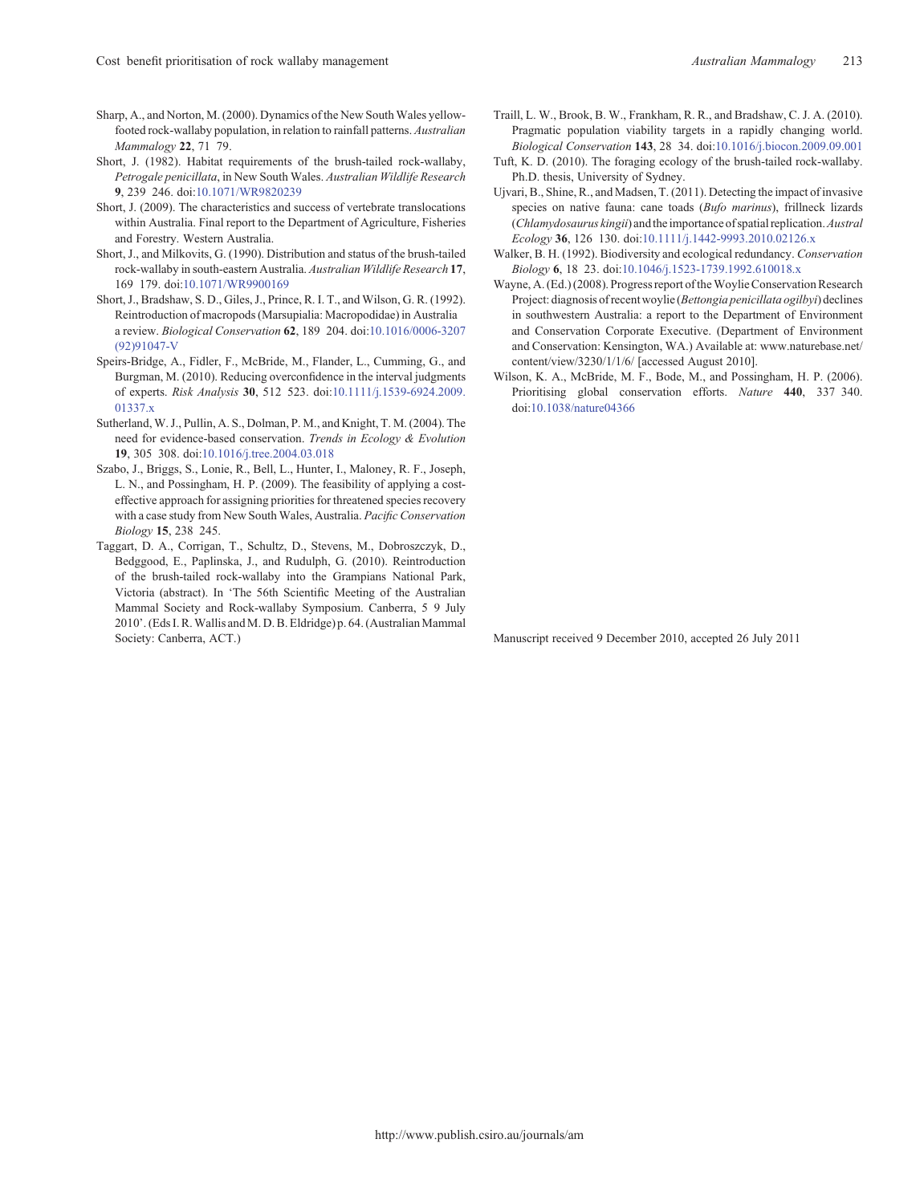Sharp, A., and Norton, M. (2000). Dynamics of the New South Wales yellow-footed rock-wallaby population, in relation to rainfall patterns. *Australian Mammalogy* **22**, 71 79.

Short, J. (1982). Habitat requirements of the brush-tailed rock-wallaby, *Petrogale penicillata*, in New South Wales. *Australian Wildlife Research* **9**, 239 246. doi:10.1071/WR9820239

Short, J. (2009). The characteristics and success of vertebrate translocations within Australia. Final report to the Department of Agriculture, Fisheries and Forestry. Western Australia.

Short, J., and Milkovits, G. (1990). Distribution and status of the brush-tailed rock-wallaby in south-eastern Australia. *Australian Wildlife Research* **17**, 169 179. doi:10.1071/WR9900169

Short, J., Bradshaw, S. D., Giles, J., Prince, R. I. T., and Wilson, G. R. (1992). Reintroduction of macropods (Marsupialia: Macropodidae) in Australia a review. *Biological Conservation* **62**, 189 204. doi:10.1016/0006-3207(92)91047-V

Speirs-Bridge, A., Fidler, F., McBride, M., Flander, L., Cumming, G., and Burgman, M. (2010). Reducing overconfidence in the interval judgments of experts. *Risk Analysis* **30**, 512 523. doi:10.1111/j.1539-6924.2009.01337.x

Sutherland, W. J., Pullin, A. S., Dolman, P. M., and Knight, T. M. (2004). The need for evidence-based conservation. *Trends in Ecology & Evolution* **19**, 305 308. doi:10.1016/j.tree.2004.03.018

Szabo, J., Briggs, S., Lonie, R., Bell, L., Hunter, I., Maloney, R. F., Joseph, L. N., and Possingham, H. P. (2009). The feasibility of applying a cost-effective approach for assigning priorities for threatened species recovery with a case study from New South Wales, Australia. *Pacific Conservation Biology* **15**, 238 245.

Taggart, D. A., Corrigan, T., Schultz, D., Stevens, M., Dobroszczyk, D., Bedggood, E., Paplinska, J., and Rudulph, G. (2010). Reintroduction of the brush-tailed rock-wallaby into the Grampians National Park, Victoria (abstract). In 'The 56th Scientific Meeting of the Australian Mammal Society and Rock-wallaby Symposium. Canberra, 5 9 July 2010'. (Eds I. R. Wallis and M. D. B. Eldridge) p. 64. (Australian Mammal Society: Canberra, ACT.)

Traill, L. W., Brook, B. W., Frankham, R. R., and Bradshaw, C. J. A. (2010). Pragmatic population viability targets in a rapidly changing world. *Biological Conservation* **143**, 28 34. doi:10.1016/j.biocon.2009.09.001

Tuft, K. D. (2010). The foraging ecology of the brush-tailed rock-wallaby. Ph.D. thesis, University of Sydney.

Ujvari, B., Shine, R., and Madsen, T. (2011). Detecting the impact of invasive species on native fauna: cane toads (*Bufo marinus*), frillneck lizards (*Chlamydosaurus kingii*) and the importance of spatial replication. *Austral Ecology* **36**, 126 130. doi:10.1111/j.1442-9993.2010.02126.x

Walker, B. H. (1992). Biodiversity and ecological redundancy. *Conservation Biology* **6**, 18 23. doi:10.1046/j.1523-1739.1992.610018.x

Wayne, A. (Ed.) (2008). Progress report of the Woylie Conservation Research Project: diagnosis of recent woylie (*Bettongia penicillata ogilbyi*) declines in southwestern Australia: a report to the Department of Environment and Conservation Corporate Executive. (Department of Environment and Conservation: Kensington, WA.) Available at: www.naturebase.net/content/view/3230/1/1/6/ [accessed August 2010].

Wilson, K. A., McBride, M. F., Bode, M., and Possingham, H. P. (2006). Prioritising global conservation efforts. *Nature* **440**, 337 340. doi:10.1038/nature04366

Manuscript received 9 December 2010, accepted 26 July 2011